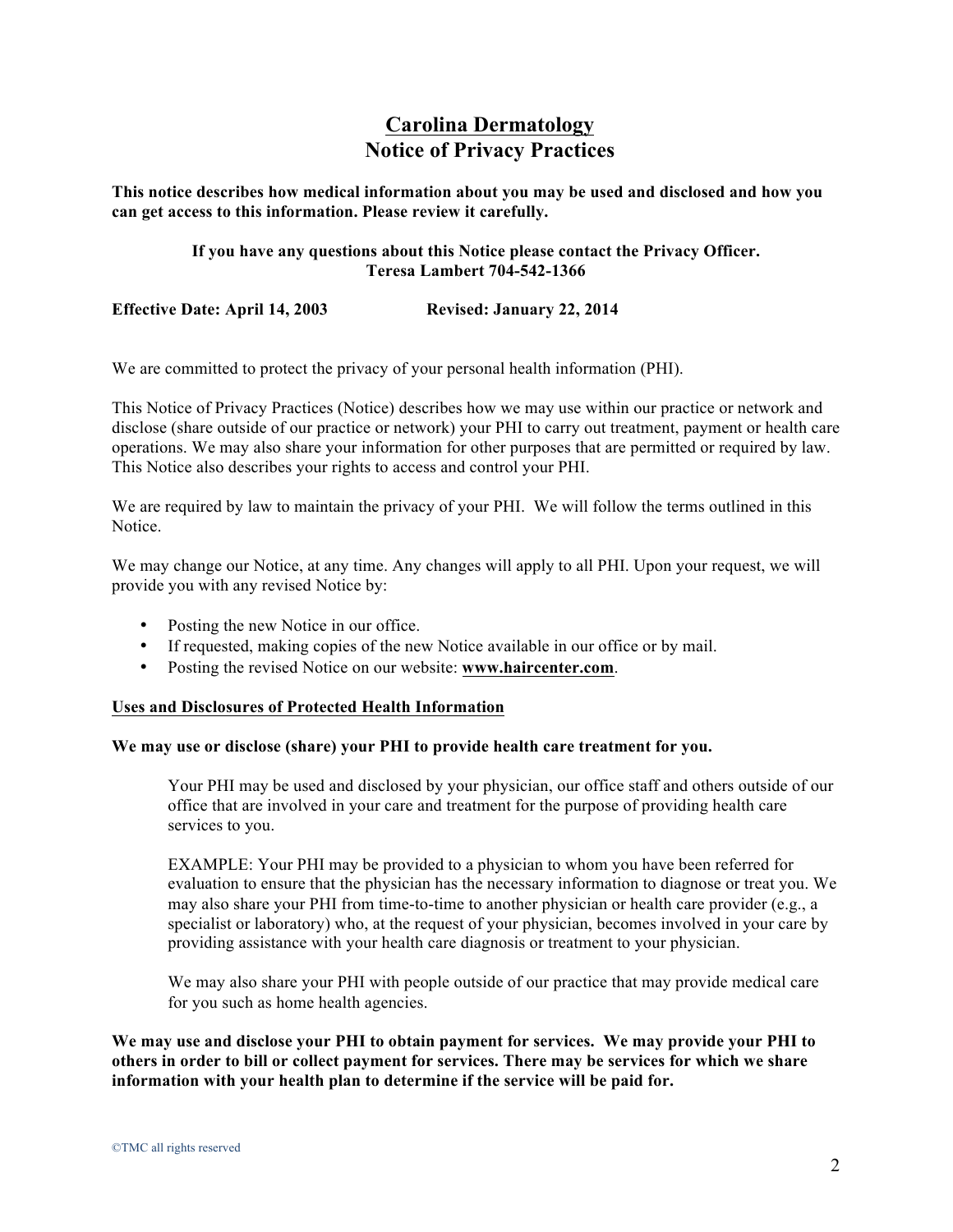# Carolina Dermatology
## Notice of Privacy Practices

**This notice describes how medical information about you may be used and disclosed and how you can get access to this information. Please review it carefully.**

**If you have any questions about this Notice please contact the Privacy Officer.**
**Teresa Lambert 704-542-1366**

**Effective Date: April 14, 2003 Revised: January 22, 2014**

We are committed to protect the privacy of your personal health information (PHI).

This Notice of Privacy Practices (Notice) describes how we may use within our practice or network and disclose (share outside of our practice or network) your PHI to carry out treatment, payment or health care operations. We may also share your information for other purposes that are permitted or required by law. This Notice also describes your rights to access and control your PHI.

We are required by law to maintain the privacy of your PHI. We will follow the terms outlined in this Notice.

We may change our Notice, at any time. Any changes will apply to all PHI. Upon your request, we will provide you with any revised Notice by:

- Posting the new Notice in our office.
- If requested, making copies of the new Notice available in our office or by mail.
- Posting the revised Notice on our website: **www.haircenter.com**.

### Uses and Disclosures of Protected Health Information

**We may use or disclose (share) your PHI to provide health care treatment for you.**

Your PHI may be used and disclosed by your physician, our office staff and others outside of our office that are involved in your care and treatment for the purpose of providing health care services to you.

EXAMPLE: Your PHI may be provided to a physician to whom you have been referred for evaluation to ensure that the physician has the necessary information to diagnose or treat you. We may also share your PHI from time-to-time to another physician or health care provider (e.g., a specialist or laboratory) who, at the request of your physician, becomes involved in your care by providing assistance with your health care diagnosis or treatment to your physician.

We may also share your PHI with people outside of our practice that may provide medical care for you such as home health agencies.

**We may use and disclose your PHI to obtain payment for services. We may provide your PHI to others in order to bill or collect payment for services. There may be services for which we share information with your health plan to determine if the service will be paid for.**

©TMC all rights reserved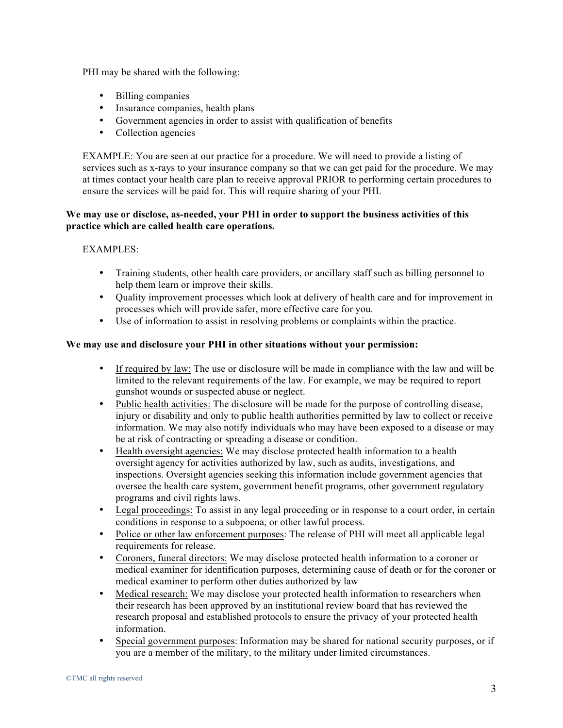PHI may be shared with the following:

- Billing companies
- Insurance companies, health plans
- Government agencies in order to assist with qualification of benefits
- Collection agencies

EXAMPLE: You are seen at our practice for a procedure. We will need to provide a listing of services such as x-rays to your insurance company so that we can get paid for the procedure. We may at times contact your health care plan to receive approval PRIOR to performing certain procedures to ensure the services will be paid for. This will require sharing of your PHI.

**We may use or disclose, as-needed, your PHI in order to support the business activities of this practice which are called health care operations.**

EXAMPLES:

- Training students, other health care providers, or ancillary staff such as billing personnel to help them learn or improve their skills.
- Quality improvement processes which look at delivery of health care and for improvement in processes which will provide safer, more effective care for you.
- Use of information to assist in resolving problems or complaints within the practice.

**We may use and disclosure your PHI in other situations without your permission:**

- <u>If required by law:</u> The use or disclosure will be made in compliance with the law and will be limited to the relevant requirements of the law. For example, we may be required to report gunshot wounds or suspected abuse or neglect.
- <u>Public health activities:</u> The disclosure will be made for the purpose of controlling disease, injury or disability and only to public health authorities permitted by law to collect or receive information. We may also notify individuals who may have been exposed to a disease or may be at risk of contracting or spreading a disease or condition.
- <u>Health oversight agencies:</u> We may disclose protected health information to a health oversight agency for activities authorized by law, such as audits, investigations, and inspections. Oversight agencies seeking this information include government agencies that oversee the health care system, government benefit programs, other government regulatory programs and civil rights laws.
- <u>Legal proceedings:</u> To assist in any legal proceeding or in response to a court order, in certain conditions in response to a subpoena, or other lawful process.
- <u>Police or other law enforcement purposes</u>: The release of PHI will meet all applicable legal requirements for release.
- <u>Coroners, funeral directors:</u> We may disclose protected health information to a coroner or medical examiner for identification purposes, determining cause of death or for the coroner or medical examiner to perform other duties authorized by law
- <u>Medical research:</u> We may disclose your protected health information to researchers when their research has been approved by an institutional review board that has reviewed the research proposal and established protocols to ensure the privacy of your protected health information.
- <u>Special government purposes</u>: Information may be shared for national security purposes, or if you are a member of the military, to the military under limited circumstances.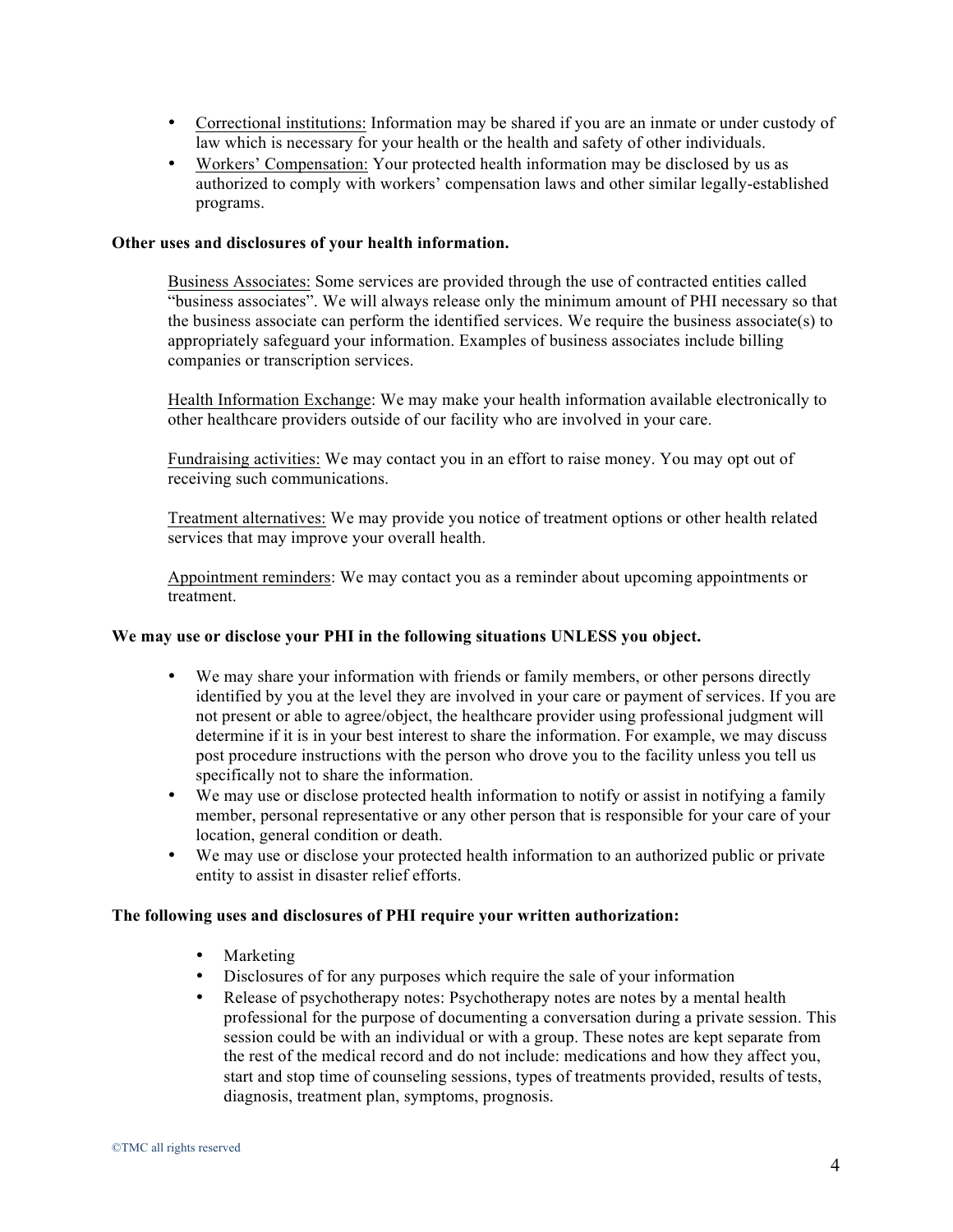- Correctional institutions: Information may be shared if you are an inmate or under custody of law which is necessary for your health or the health and safety of other individuals.
- Workers' Compensation: Your protected health information may be disclosed by us as authorized to comply with workers' compensation laws and other similar legally-established programs.

**Other uses and disclosures of your health information.**

Business Associates: Some services are provided through the use of contracted entities called "business associates". We will always release only the minimum amount of PHI necessary so that the business associate can perform the identified services. We require the business associate(s) to appropriately safeguard your information. Examples of business associates include billing companies or transcription services.

Health Information Exchange: We may make your health information available electronically to other healthcare providers outside of our facility who are involved in your care.

Fundraising activities: We may contact you in an effort to raise money. You may opt out of receiving such communications.

Treatment alternatives: We may provide you notice of treatment options or other health related services that may improve your overall health.

Appointment reminders: We may contact you as a reminder about upcoming appointments or treatment.

**We may use or disclose your PHI in the following situations UNLESS you object.**

- We may share your information with friends or family members, or other persons directly identified by you at the level they are involved in your care or payment of services. If you are not present or able to agree/object, the healthcare provider using professional judgment will determine if it is in your best interest to share the information. For example, we may discuss post procedure instructions with the person who drove you to the facility unless you tell us specifically not to share the information.
- We may use or disclose protected health information to notify or assist in notifying a family member, personal representative or any other person that is responsible for your care of your location, general condition or death.
- We may use or disclose your protected health information to an authorized public or private entity to assist in disaster relief efforts.

**The following uses and disclosures of PHI require your written authorization:**

- Marketing
- Disclosures of for any purposes which require the sale of your information
- Release of psychotherapy notes: Psychotherapy notes are notes by a mental health professional for the purpose of documenting a conversation during a private session. This session could be with an individual or with a group. These notes are kept separate from the rest of the medical record and do not include: medications and how they affect you, start and stop time of counseling sessions, types of treatments provided, results of tests, diagnosis, treatment plan, symptoms, prognosis.

©TMC all rights reserved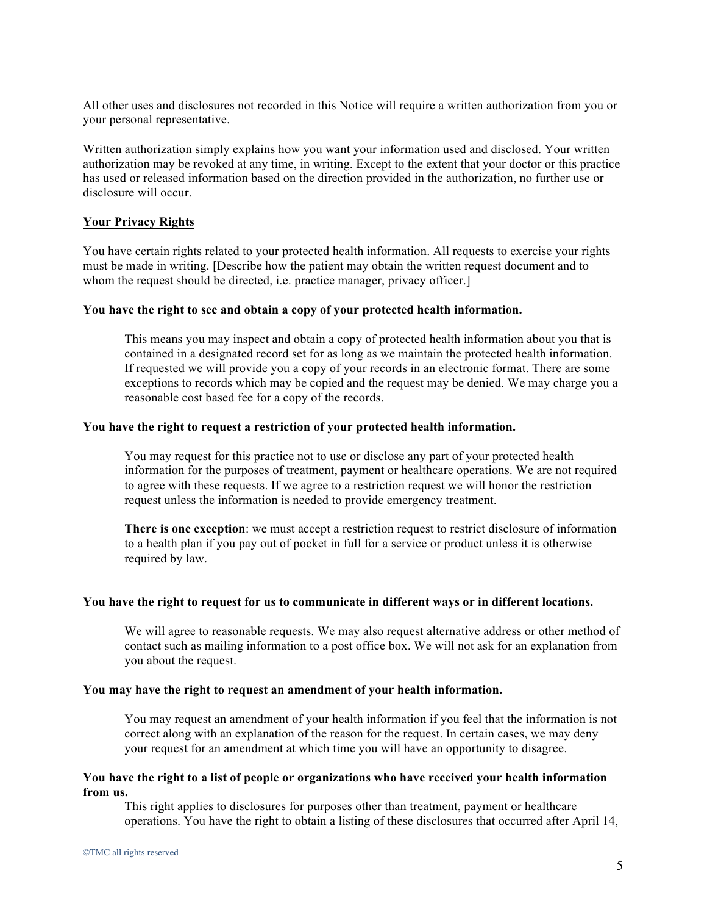<u>All other uses and disclosures not recorded in this Notice will require a written authorization from you or your personal representative.</u>

Written authorization simply explains how you want your information used and disclosed. Your written authorization may be revoked at any time, in writing. Except to the extent that your doctor or this practice has used or released information based on the direction provided in the authorization, no further use or disclosure will occur.

## <u>Your Privacy Rights</u>

You have certain rights related to your protected health information. All requests to exercise your rights must be made in writing. [Describe how the patient may obtain the written request document and to whom the request should be directed, i.e. practice manager, privacy officer.]

**You have the right to see and obtain a copy of your protected health information.**

> This means you may inspect and obtain a copy of protected health information about you that is contained in a designated record set for as long as we maintain the protected health information. If requested we will provide you a copy of your records in an electronic format. There are some exceptions to records which may be copied and the request may be denied. We may charge you a reasonable cost based fee for a copy of the records.

**You have the right to request a restriction of your protected health information.**

> You may request for this practice not to use or disclose any part of your protected health information for the purposes of treatment, payment or healthcare operations. We are not required to agree with these requests. If we agree to a restriction request we will honor the restriction request unless the information is needed to provide emergency treatment.
>
> **There is one exception**: we must accept a restriction request to restrict disclosure of information to a health plan if you pay out of pocket in full for a service or product unless it is otherwise required by law.

**You have the right to request for us to communicate in different ways or in different locations.**

> We will agree to reasonable requests. We may also request alternative address or other method of contact such as mailing information to a post office box. We will not ask for an explanation from you about the request.

**You may have the right to request an amendment of your health information.**

> You may request an amendment of your health information if you feel that the information is not correct along with an explanation of the reason for the request. In certain cases, we may deny your request for an amendment at which time you will have an opportunity to disagree.

**You have the right to a list of people or organizations who have received your health information from us.**

> This right applies to disclosures for purposes other than treatment, payment or healthcare operations. You have the right to obtain a listing of these disclosures that occurred after April 14,

©TMC all rights reserved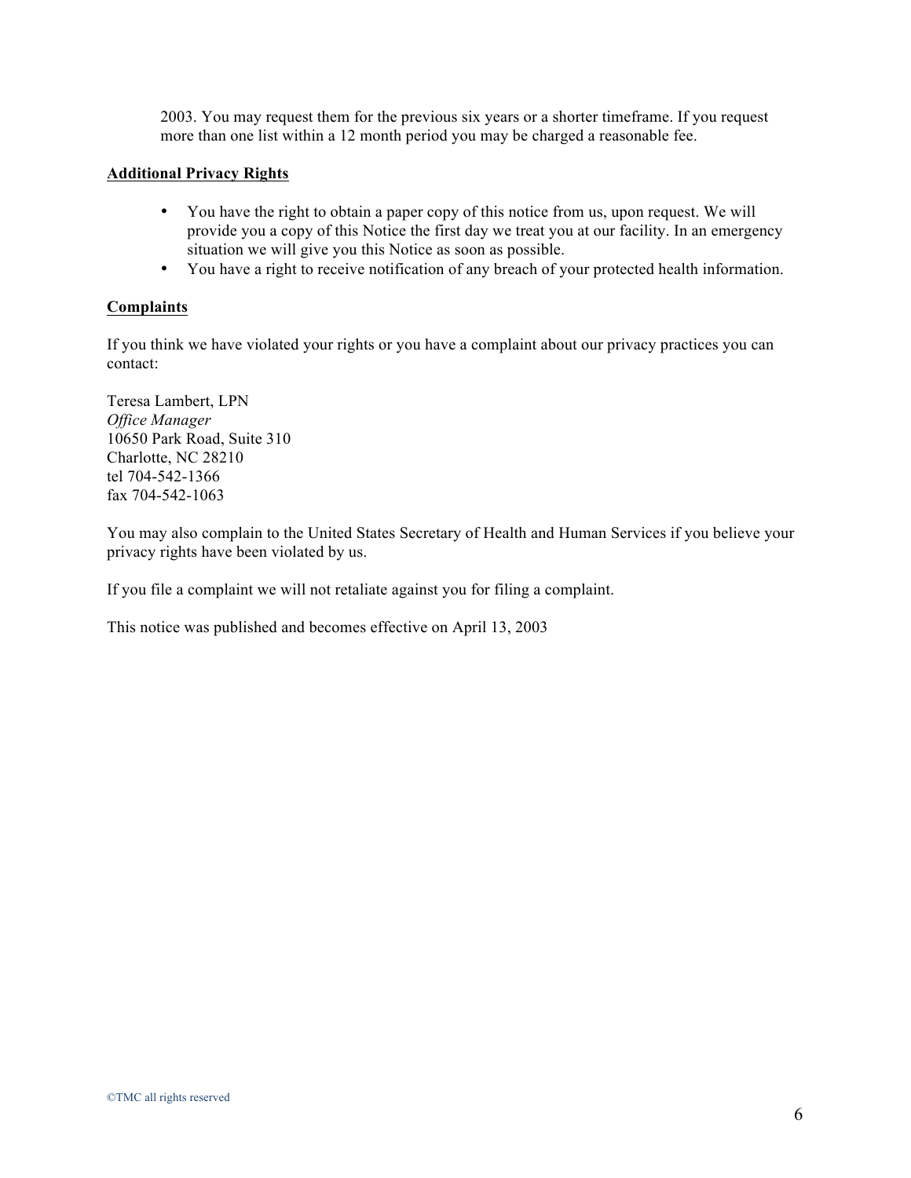2003. You may request them for the previous six years or a shorter timeframe. If you request more than one list within a 12 month period you may be charged a reasonable fee.

**Additional Privacy Rights**

- You have the right to obtain a paper copy of this notice from us, upon request. We will provide you a copy of this Notice the first day we treat you at our facility. In an emergency situation we will give you this Notice as soon as possible.
- You have a right to receive notification of any breach of your protected health information.

**Complaints**

If you think we have violated your rights or you have a complaint about our privacy practices you can contact:

Teresa Lambert, LPN
*Office Manager*
10650 Park Road, Suite 310
Charlotte, NC 28210
tel 704-542-1366
fax 704-542-1063

You may also complain to the United States Secretary of Health and Human Services if you believe your privacy rights have been violated by us.

If you file a complaint we will not retaliate against you for filing a complaint.

This notice was published and becomes effective on April 13, 2003

©TMC all rights reserved